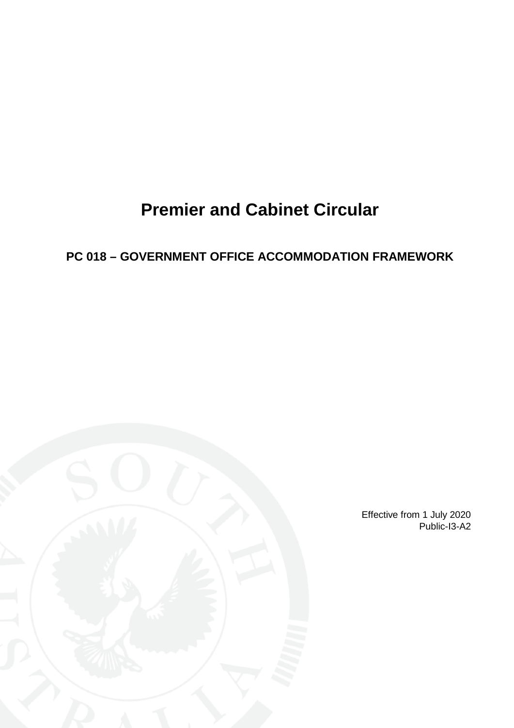# Premier and Cabinet Circular

## PC 018 – GOVERNMENT OFFICE ACCOMMODATION FRAMEWORK

Effective from 1 July 2020

Public-I3-A2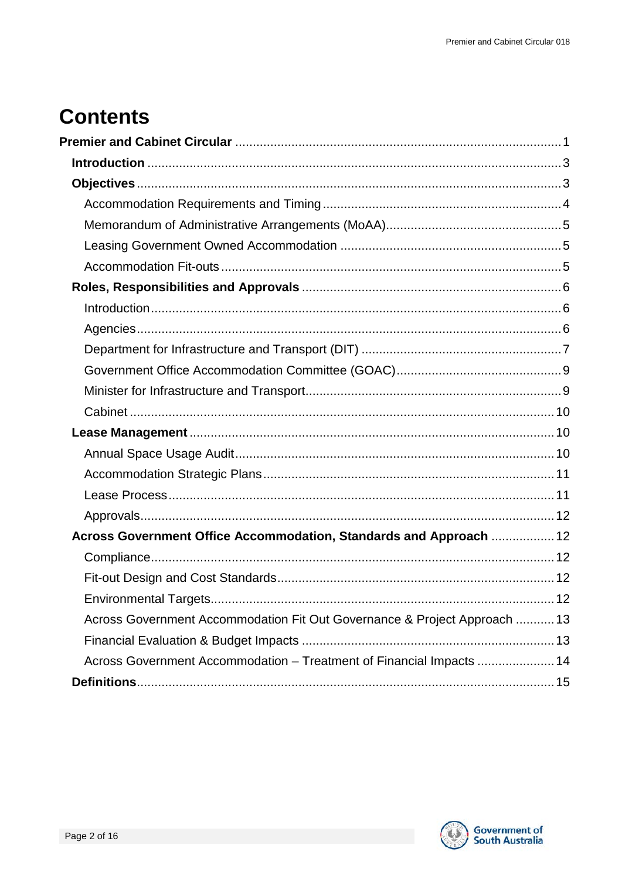# Contents

**Premier and Cabinet Circular** ..... 1

- **Introduction** ..... 3
- **Objectives** ..... 3
  - Accommodation Requirements and Timing ..... 4
  - Memorandum of Administrative Arrangements (MoAA) ..... 5
  - Leasing Government Owned Accommodation ..... 5
  - Accommodation Fit-outs ..... 5
- **Roles, Responsibilities and Approvals** ..... 6
  - Introduction ..... 6
  - Agencies ..... 6
  - Department for Infrastructure and Transport (DIT) ..... 7
  - Government Office Accommodation Committee (GOAC) ..... 9
  - Minister for Infrastructure and Transport ..... 9
  - Cabinet ..... 10
- **Lease Management** ..... 10
  - Annual Space Usage Audit ..... 10
  - Accommodation Strategic Plans ..... 11
  - Lease Process ..... 11
  - Approvals ..... 12
- **Across Government Office Accommodation, Standards and Approach** ..... 12
  - Compliance ..... 12
  - Fit-out Design and Cost Standards ..... 12
  - Environmental Targets ..... 12
  - Across Government Accommodation Fit Out Governance & Project Approach ..... 13
  - Financial Evaluation & Budget Impacts ..... 13
  - Across Government Accommodation – Treatment of Financial Impacts ..... 14
- **Definitions** ..... 15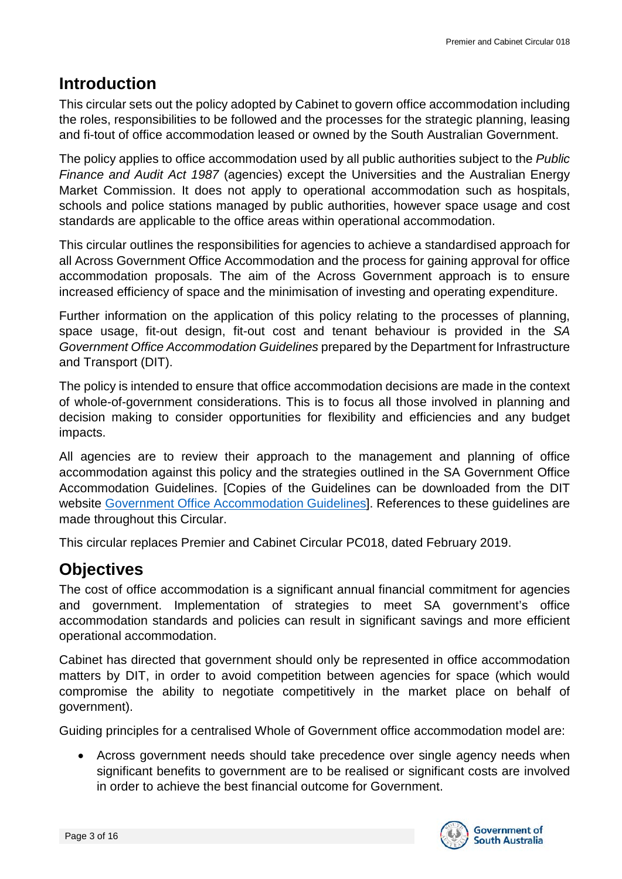## Introduction

This circular sets out the policy adopted by Cabinet to govern office accommodation including the roles, responsibilities to be followed and the processes for the strategic planning, leasing and fi-tout of office accommodation leased or owned by the South Australian Government.

The policy applies to office accommodation used by all public authorities subject to the *Public Finance and Audit Act 1987* (agencies) except the Universities and the Australian Energy Market Commission. It does not apply to operational accommodation such as hospitals, schools and police stations managed by public authorities, however space usage and cost standards are applicable to the office areas within operational accommodation.

This circular outlines the responsibilities for agencies to achieve a standardised approach for all Across Government Office Accommodation and the process for gaining approval for office accommodation proposals. The aim of the Across Government approach is to ensure increased efficiency of space and the minimisation of investing and operating expenditure.

Further information on the application of this policy relating to the processes of planning, space usage, fit-out design, fit-out cost and tenant behaviour is provided in the *SA Government Office Accommodation Guidelines* prepared by the Department for Infrastructure and Transport (DIT).

The policy is intended to ensure that office accommodation decisions are made in the context of whole-of-government considerations. This is to focus all those involved in planning and decision making to consider opportunities for flexibility and efficiencies and any budget impacts.

All agencies are to review their approach to the management and planning of office accommodation against this policy and the strategies outlined in the SA Government Office Accommodation Guidelines. [Copies of the Guidelines can be downloaded from the DIT website Government Office Accommodation Guidelines]. References to these guidelines are made throughout this Circular.

This circular replaces Premier and Cabinet Circular PC018, dated February 2019.

## Objectives

The cost of office accommodation is a significant annual financial commitment for agencies and government. Implementation of strategies to meet SA government's office accommodation standards and policies can result in significant savings and more efficient operational accommodation.

Cabinet has directed that government should only be represented in office accommodation matters by DIT, in order to avoid competition between agencies for space (which would compromise the ability to negotiate competitively in the market place on behalf of government).

Guiding principles for a centralised Whole of Government office accommodation model are:

- Across government needs should take precedence over single agency needs when significant benefits to government are to be realised or significant costs are involved in order to achieve the best financial outcome for Government.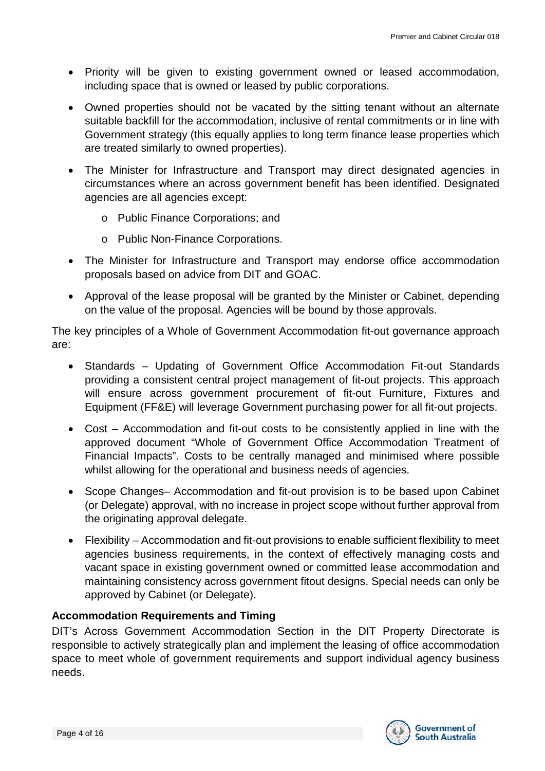- Priority will be given to existing government owned or leased accommodation, including space that is owned or leased by public corporations.
- Owned properties should not be vacated by the sitting tenant without an alternate suitable backfill for the accommodation, inclusive of rental commitments or in line with Government strategy (this equally applies to long term finance lease properties which are treated similarly to owned properties).
- The Minister for Infrastructure and Transport may direct designated agencies in circumstances where an across government benefit has been identified. Designated agencies are all agencies except:
  - Public Finance Corporations; and
  - Public Non-Finance Corporations.
- The Minister for Infrastructure and Transport may endorse office accommodation proposals based on advice from DIT and GOAC.
- Approval of the lease proposal will be granted by the Minister or Cabinet, depending on the value of the proposal. Agencies will be bound by those approvals.

The key principles of a Whole of Government Accommodation fit-out governance approach are:

- Standards – Updating of Government Office Accommodation Fit-out Standards providing a consistent central project management of fit-out projects. This approach will ensure across government procurement of fit-out Furniture, Fixtures and Equipment (FF&E) will leverage Government purchasing power for all fit-out projects.
- Cost – Accommodation and fit-out costs to be consistently applied in line with the approved document "Whole of Government Office Accommodation Treatment of Financial Impacts". Costs to be centrally managed and minimised where possible whilst allowing for the operational and business needs of agencies.
- Scope Changes– Accommodation and fit-out provision is to be based upon Cabinet (or Delegate) approval, with no increase in project scope without further approval from the originating approval delegate.
- Flexibility – Accommodation and fit-out provisions to enable sufficient flexibility to meet agencies business requirements, in the context of effectively managing costs and vacant space in existing government owned or committed lease accommodation and maintaining consistency across government fitout designs. Special needs can only be approved by Cabinet (or Delegate).

**Accommodation Requirements and Timing**

DIT's Across Government Accommodation Section in the DIT Property Directorate is responsible to actively strategically plan and implement the leasing of office accommodation space to meet whole of government requirements and support individual agency business needs.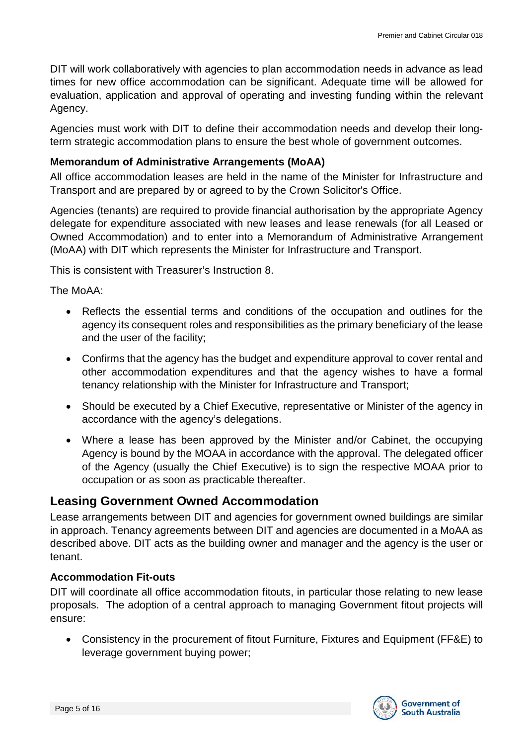DIT will work collaboratively with agencies to plan accommodation needs in advance as lead times for new office accommodation can be significant. Adequate time will be allowed for evaluation, application and approval of operating and investing funding within the relevant Agency.

Agencies must work with DIT to define their accommodation needs and develop their long-term strategic accommodation plans to ensure the best whole of government outcomes.

### Memorandum of Administrative Arrangements (MoAA)

All office accommodation leases are held in the name of the Minister for Infrastructure and Transport and are prepared by or agreed to by the Crown Solicitor's Office.

Agencies (tenants) are required to provide financial authorisation by the appropriate Agency delegate for expenditure associated with new leases and lease renewals (for all Leased or Owned Accommodation) and to enter into a Memorandum of Administrative Arrangement (MoAA) with DIT which represents the Minister for Infrastructure and Transport.

This is consistent with Treasurer's Instruction 8.

The MoAA:

- Reflects the essential terms and conditions of the occupation and outlines for the agency its consequent roles and responsibilities as the primary beneficiary of the lease and the user of the facility;
- Confirms that the agency has the budget and expenditure approval to cover rental and other accommodation expenditures and that the agency wishes to have a formal tenancy relationship with the Minister for Infrastructure and Transport;
- Should be executed by a Chief Executive, representative or Minister of the agency in accordance with the agency's delegations.
- Where a lease has been approved by the Minister and/or Cabinet, the occupying Agency is bound by the MOAA in accordance with the approval. The delegated officer of the Agency (usually the Chief Executive) is to sign the respective MOAA prior to occupation or as soon as practicable thereafter.

## Leasing Government Owned Accommodation

Lease arrangements between DIT and agencies for government owned buildings are similar in approach. Tenancy agreements between DIT and agencies are documented in a MoAA as described above. DIT acts as the building owner and manager and the agency is the user or tenant.

### Accommodation Fit-outs

DIT will coordinate all office accommodation fitouts, in particular those relating to new lease proposals. The adoption of a central approach to managing Government fitout projects will ensure:

- Consistency in the procurement of fitout Furniture, Fixtures and Equipment (FF&E) to leverage government buying power;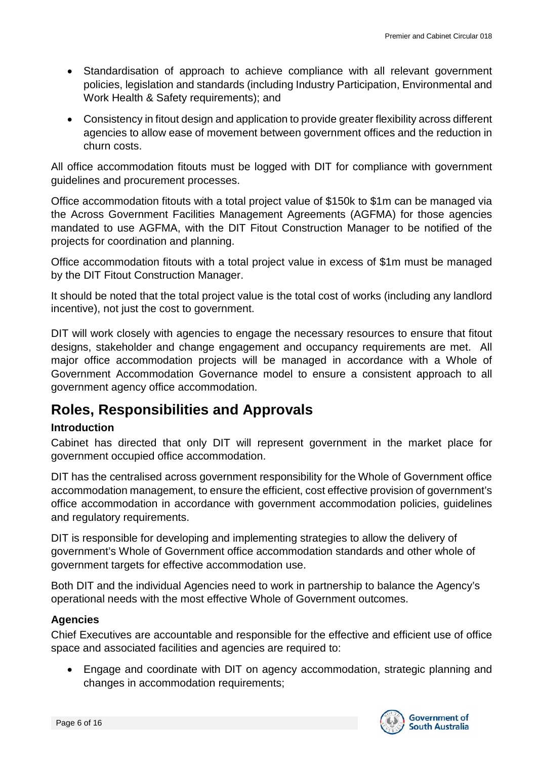- Standardisation of approach to achieve compliance with all relevant government policies, legislation and standards (including Industry Participation, Environmental and Work Health & Safety requirements); and
- Consistency in fitout design and application to provide greater flexibility across different agencies to allow ease of movement between government offices and the reduction in churn costs.

All office accommodation fitouts must be logged with DIT for compliance with government guidelines and procurement processes.

Office accommodation fitouts with a total project value of $150k to $1m can be managed via the Across Government Facilities Management Agreements (AGFMA) for those agencies mandated to use AGFMA, with the DIT Fitout Construction Manager to be notified of the projects for coordination and planning.

Office accommodation fitouts with a total project value in excess of $1m must be managed by the DIT Fitout Construction Manager.

It should be noted that the total project value is the total cost of works (including any landlord incentive), not just the cost to government.

DIT will work closely with agencies to engage the necessary resources to ensure that fitout designs, stakeholder and change engagement and occupancy requirements are met. All major office accommodation projects will be managed in accordance with a Whole of Government Accommodation Governance model to ensure a consistent approach to all government agency office accommodation.

## Roles, Responsibilities and Approvals

### Introduction

Cabinet has directed that only DIT will represent government in the market place for government occupied office accommodation.

DIT has the centralised across government responsibility for the Whole of Government office accommodation management, to ensure the efficient, cost effective provision of government's office accommodation in accordance with government accommodation policies, guidelines and regulatory requirements.

DIT is responsible for developing and implementing strategies to allow the delivery of government's Whole of Government office accommodation standards and other whole of government targets for effective accommodation use.

Both DIT and the individual Agencies need to work in partnership to balance the Agency's operational needs with the most effective Whole of Government outcomes.

### Agencies

Chief Executives are accountable and responsible for the effective and efficient use of office space and associated facilities and agencies are required to:

- Engage and coordinate with DIT on agency accommodation, strategic planning and changes in accommodation requirements;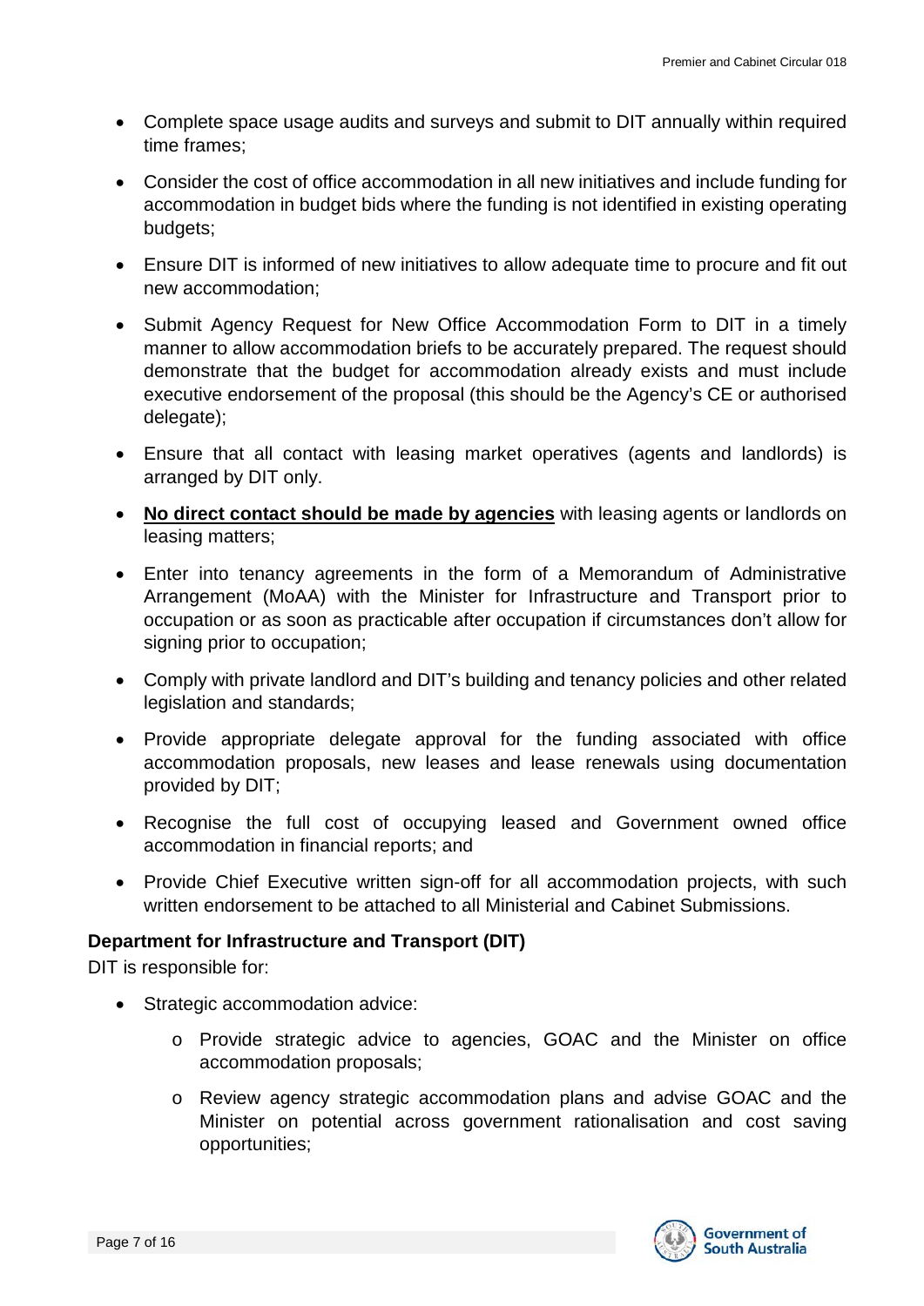- Complete space usage audits and surveys and submit to DIT annually within required time frames;
- Consider the cost of office accommodation in all new initiatives and include funding for accommodation in budget bids where the funding is not identified in existing operating budgets;
- Ensure DIT is informed of new initiatives to allow adequate time to procure and fit out new accommodation;
- Submit Agency Request for New Office Accommodation Form to DIT in a timely manner to allow accommodation briefs to be accurately prepared. The request should demonstrate that the budget for accommodation already exists and must include executive endorsement of the proposal (this should be the Agency's CE or authorised delegate);
- Ensure that all contact with leasing market operatives (agents and landlords) is arranged by DIT only.
- **<u>No direct contact should be made by agencies</u>** with leasing agents or landlords on leasing matters;
- Enter into tenancy agreements in the form of a Memorandum of Administrative Arrangement (MoAA) with the Minister for Infrastructure and Transport prior to occupation or as soon as practicable after occupation if circumstances don't allow for signing prior to occupation;
- Comply with private landlord and DIT's building and tenancy policies and other related legislation and standards;
- Provide appropriate delegate approval for the funding associated with office accommodation proposals, new leases and lease renewals using documentation provided by DIT;
- Recognise the full cost of occupying leased and Government owned office accommodation in financial reports; and
- Provide Chief Executive written sign-off for all accommodation projects, with such written endorsement to be attached to all Ministerial and Cabinet Submissions.

**Department for Infrastructure and Transport (DIT)**

DIT is responsible for:

- Strategic accommodation advice:
  - Provide strategic advice to agencies, GOAC and the Minister on office accommodation proposals;
  - Review agency strategic accommodation plans and advise GOAC and the Minister on potential across government rationalisation and cost saving opportunities;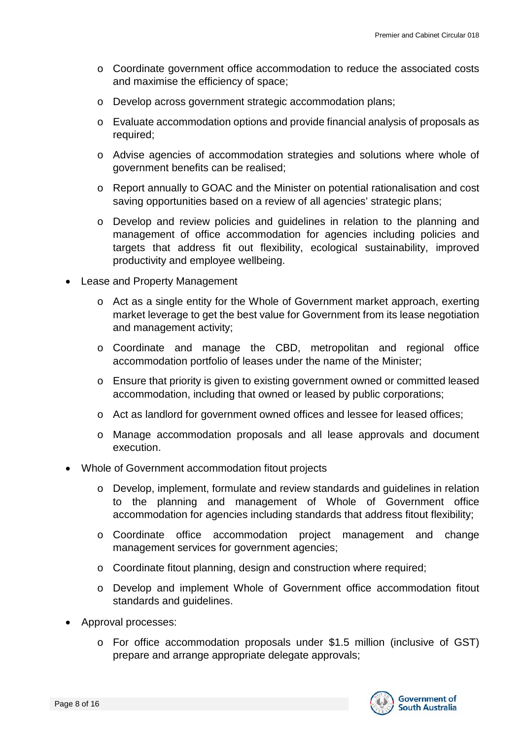- Coordinate government office accommodation to reduce the associated costs and maximise the efficiency of space;
  - Develop across government strategic accommodation plans;
  - Evaluate accommodation options and provide financial analysis of proposals as required;
  - Advise agencies of accommodation strategies and solutions where whole of government benefits can be realised;
  - Report annually to GOAC and the Minister on potential rationalisation and cost saving opportunities based on a review of all agencies' strategic plans;
  - Develop and review policies and guidelines in relation to the planning and management of office accommodation for agencies including policies and targets that address fit out flexibility, ecological sustainability, improved productivity and employee wellbeing.

- Lease and Property Management
  - Act as a single entity for the Whole of Government market approach, exerting market leverage to get the best value for Government from its lease negotiation and management activity;
  - Coordinate and manage the CBD, metropolitan and regional office accommodation portfolio of leases under the name of the Minister;
  - Ensure that priority is given to existing government owned or committed leased accommodation, including that owned or leased by public corporations;
  - Act as landlord for government owned offices and lessee for leased offices;
  - Manage accommodation proposals and all lease approvals and document execution.

- Whole of Government accommodation fitout projects
  - Develop, implement, formulate and review standards and guidelines in relation to the planning and management of Whole of Government office accommodation for agencies including standards that address fitout flexibility;
  - Coordinate office accommodation project management and change management services for government agencies;
  - Coordinate fitout planning, design and construction where required;
  - Develop and implement Whole of Government office accommodation fitout standards and guidelines.

- Approval processes:
  - For office accommodation proposals under $1.5 million (inclusive of GST) prepare and arrange appropriate delegate approvals;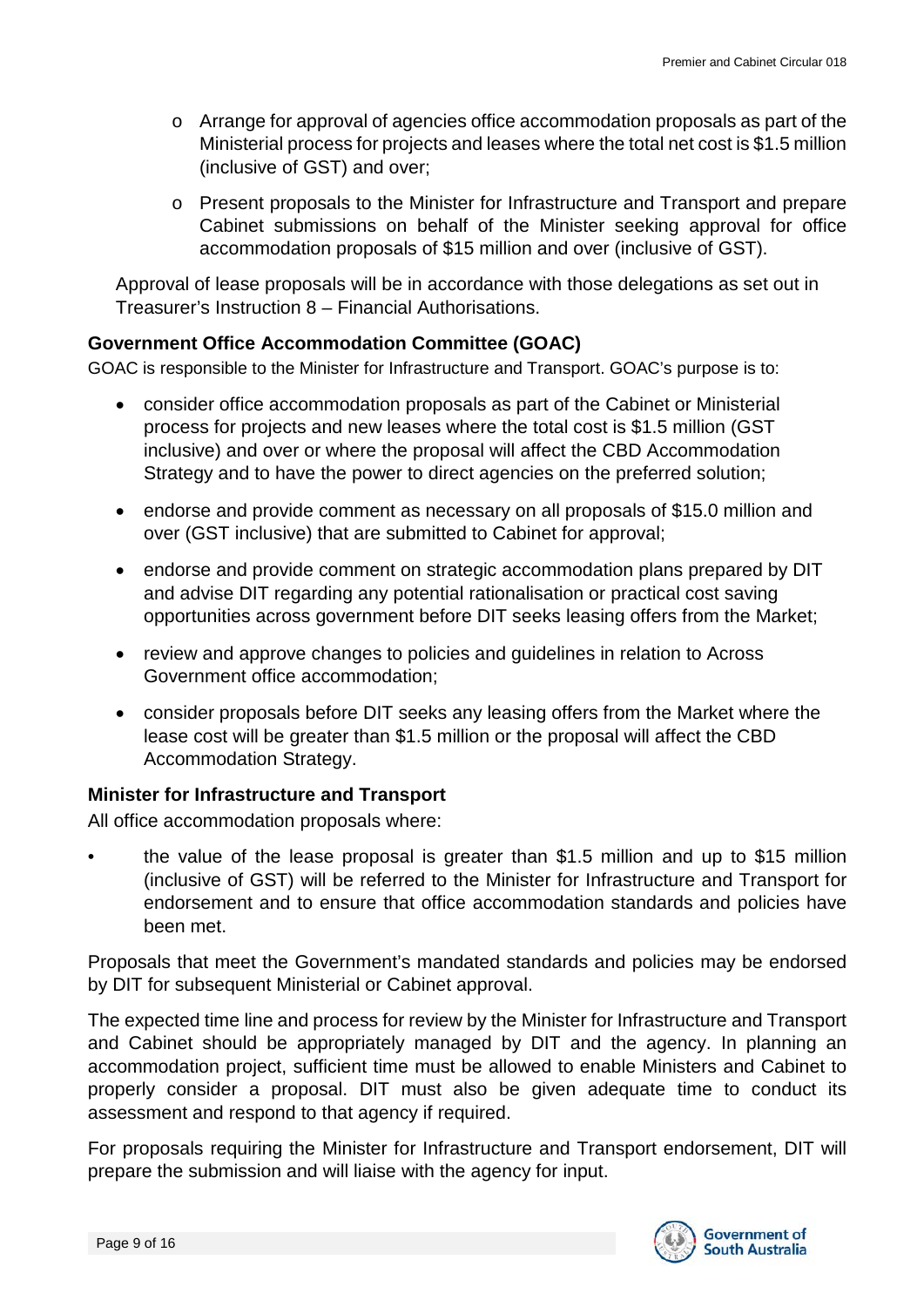- Arrange for approval of agencies office accommodation proposals as part of the Ministerial process for projects and leases where the total net cost is $1.5 million (inclusive of GST) and over;
- Present proposals to the Minister for Infrastructure and Transport and prepare Cabinet submissions on behalf of the Minister seeking approval for office accommodation proposals of $15 million and over (inclusive of GST).

Approval of lease proposals will be in accordance with those delegations as set out in Treasurer's Instruction 8 – Financial Authorisations.

**Government Office Accommodation Committee (GOAC)**

GOAC is responsible to the Minister for Infrastructure and Transport. GOAC's purpose is to:

- consider office accommodation proposals as part of the Cabinet or Ministerial process for projects and new leases where the total cost is $1.5 million (GST inclusive) and over or where the proposal will affect the CBD Accommodation Strategy and to have the power to direct agencies on the preferred solution;
- endorse and provide comment as necessary on all proposals of $15.0 million and over (GST inclusive) that are submitted to Cabinet for approval;
- endorse and provide comment on strategic accommodation plans prepared by DIT and advise DIT regarding any potential rationalisation or practical cost saving opportunities across government before DIT seeks leasing offers from the Market;
- review and approve changes to policies and guidelines in relation to Across Government office accommodation;
- consider proposals before DIT seeks any leasing offers from the Market where the lease cost will be greater than $1.5 million or the proposal will affect the CBD Accommodation Strategy.

**Minister for Infrastructure and Transport**

All office accommodation proposals where:

- the value of the lease proposal is greater than $1.5 million and up to $15 million (inclusive of GST) will be referred to the Minister for Infrastructure and Transport for endorsement and to ensure that office accommodation standards and policies have been met.

Proposals that meet the Government's mandated standards and policies may be endorsed by DIT for subsequent Ministerial or Cabinet approval.

The expected time line and process for review by the Minister for Infrastructure and Transport and Cabinet should be appropriately managed by DIT and the agency. In planning an accommodation project, sufficient time must be allowed to enable Ministers and Cabinet to properly consider a proposal. DIT must also be given adequate time to conduct its assessment and respond to that agency if required.

For proposals requiring the Minister for Infrastructure and Transport endorsement, DIT will prepare the submission and will liaise with the agency for input.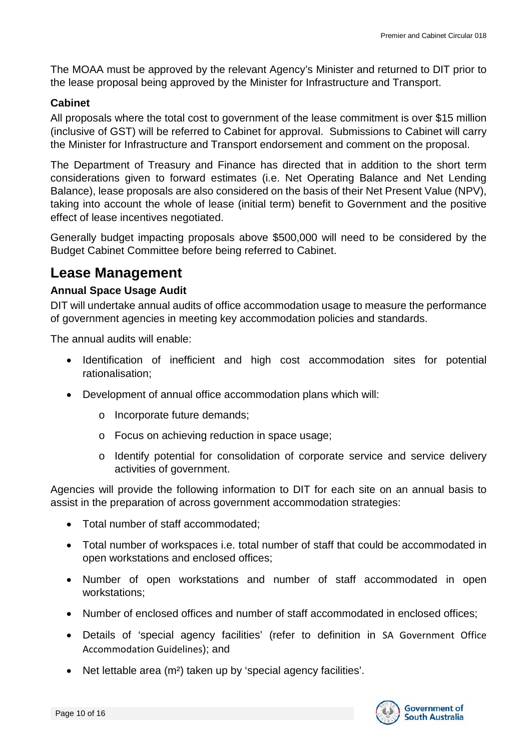The MOAA must be approved by the relevant Agency's Minister and returned to DIT prior to the lease proposal being approved by the Minister for Infrastructure and Transport.

### Cabinet

All proposals where the total cost to government of the lease commitment is over $15 million (inclusive of GST) will be referred to Cabinet for approval. Submissions to Cabinet will carry the Minister for Infrastructure and Transport endorsement and comment on the proposal.

The Department of Treasury and Finance has directed that in addition to the short term considerations given to forward estimates (i.e. Net Operating Balance and Net Lending Balance), lease proposals are also considered on the basis of their Net Present Value (NPV), taking into account the whole of lease (initial term) benefit to Government and the positive effect of lease incentives negotiated.

Generally budget impacting proposals above $500,000 will need to be considered by the Budget Cabinet Committee before being referred to Cabinet.

## Lease Management

### Annual Space Usage Audit

DIT will undertake annual audits of office accommodation usage to measure the performance of government agencies in meeting key accommodation policies and standards.

The annual audits will enable:

- Identification of inefficient and high cost accommodation sites for potential rationalisation;
- Development of annual office accommodation plans which will:
  - Incorporate future demands;
  - Focus on achieving reduction in space usage;
  - Identify potential for consolidation of corporate service and service delivery activities of government.

Agencies will provide the following information to DIT for each site on an annual basis to assist in the preparation of across government accommodation strategies:

- Total number of staff accommodated;
- Total number of workspaces i.e. total number of staff that could be accommodated in open workstations and enclosed offices;
- Number of open workstations and number of staff accommodated in open workstations;
- Number of enclosed offices and number of staff accommodated in enclosed offices;
- Details of 'special agency facilities' (refer to definition in SA Government Office Accommodation Guidelines); and
- Net lettable area ($m^2$) taken up by 'special agency facilities'.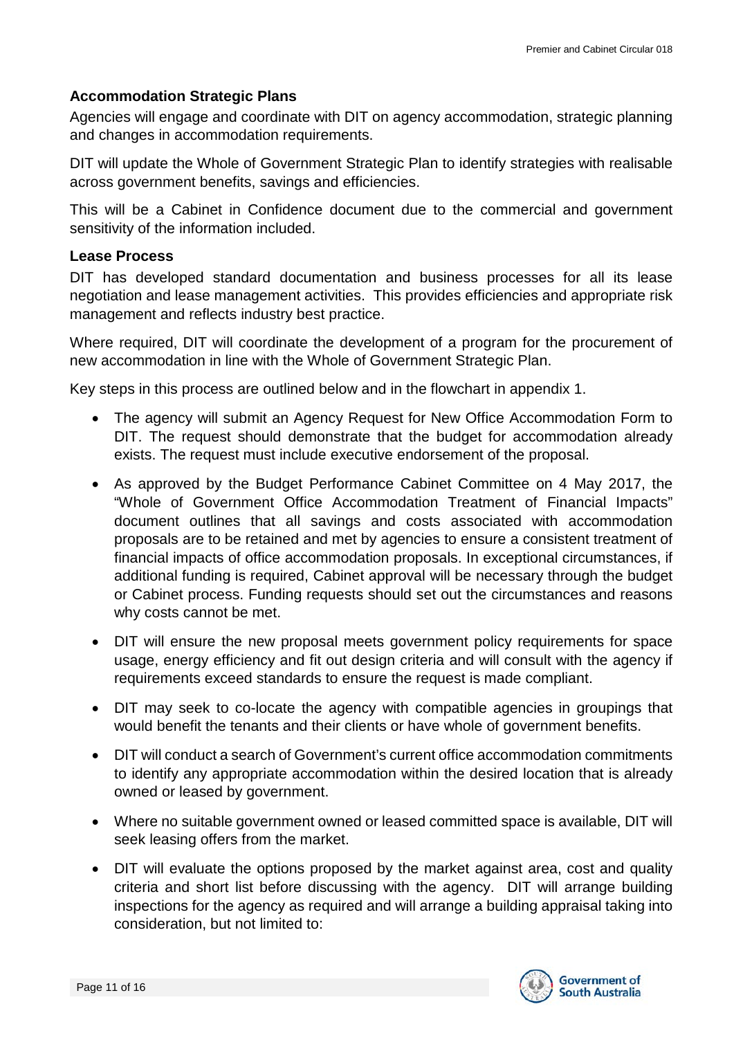### Accommodation Strategic Plans

Agencies will engage and coordinate with DIT on agency accommodation, strategic planning and changes in accommodation requirements.

DIT will update the Whole of Government Strategic Plan to identify strategies with realisable across government benefits, savings and efficiencies.

This will be a Cabinet in Confidence document due to the commercial and government sensitivity of the information included.

### Lease Process

DIT has developed standard documentation and business processes for all its lease negotiation and lease management activities. This provides efficiencies and appropriate risk management and reflects industry best practice.

Where required, DIT will coordinate the development of a program for the procurement of new accommodation in line with the Whole of Government Strategic Plan.

Key steps in this process are outlined below and in the flowchart in appendix 1.

- The agency will submit an Agency Request for New Office Accommodation Form to DIT. The request should demonstrate that the budget for accommodation already exists. The request must include executive endorsement of the proposal.
- As approved by the Budget Performance Cabinet Committee on 4 May 2017, the "Whole of Government Office Accommodation Treatment of Financial Impacts" document outlines that all savings and costs associated with accommodation proposals are to be retained and met by agencies to ensure a consistent treatment of financial impacts of office accommodation proposals. In exceptional circumstances, if additional funding is required, Cabinet approval will be necessary through the budget or Cabinet process. Funding requests should set out the circumstances and reasons why costs cannot be met.
- DIT will ensure the new proposal meets government policy requirements for space usage, energy efficiency and fit out design criteria and will consult with the agency if requirements exceed standards to ensure the request is made compliant.
- DIT may seek to co-locate the agency with compatible agencies in groupings that would benefit the tenants and their clients or have whole of government benefits.
- DIT will conduct a search of Government's current office accommodation commitments to identify any appropriate accommodation within the desired location that is already owned or leased by government.
- Where no suitable government owned or leased committed space is available, DIT will seek leasing offers from the market.
- DIT will evaluate the options proposed by the market against area, cost and quality criteria and short list before discussing with the agency. DIT will arrange building inspections for the agency as required and will arrange a building appraisal taking into consideration, but not limited to: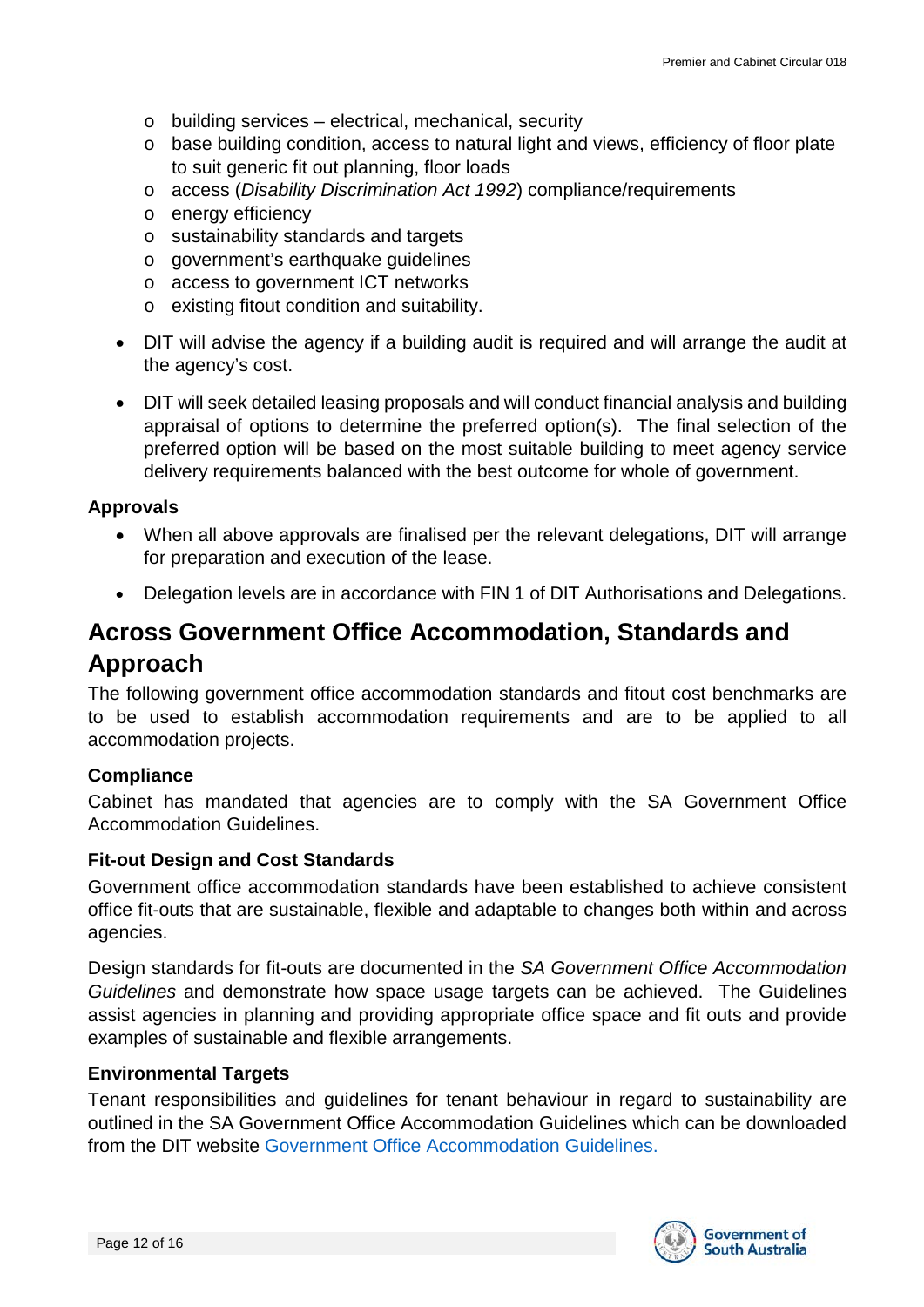- building services – electrical, mechanical, security
  - base building condition, access to natural light and views, efficiency of floor plate to suit generic fit out planning, floor loads
  - access (*Disability Discrimination Act 1992*) compliance/requirements
  - energy efficiency
  - sustainability standards and targets
  - government's earthquake guidelines
  - access to government ICT networks
  - existing fitout condition and suitability.

- DIT will advise the agency if a building audit is required and will arrange the audit at the agency's cost.

- DIT will seek detailed leasing proposals and will conduct financial analysis and building appraisal of options to determine the preferred option(s). The final selection of the preferred option will be based on the most suitable building to meet agency service delivery requirements balanced with the best outcome for whole of government.

**Approvals**

- When all above approvals are finalised per the relevant delegations, DIT will arrange for preparation and execution of the lease.

- Delegation levels are in accordance with FIN 1 of DIT Authorisations and Delegations.

## Across Government Office Accommodation, Standards and Approach

The following government office accommodation standards and fitout cost benchmarks are to be used to establish accommodation requirements and are to be applied to all accommodation projects.

**Compliance**

Cabinet has mandated that agencies are to comply with the SA Government Office Accommodation Guidelines.

**Fit-out Design and Cost Standards**

Government office accommodation standards have been established to achieve consistent office fit-outs that are sustainable, flexible and adaptable to changes both within and across agencies.

Design standards for fit-outs are documented in the *SA Government Office Accommodation Guidelines* and demonstrate how space usage targets can be achieved. The Guidelines assist agencies in planning and providing appropriate office space and fit outs and provide examples of sustainable and flexible arrangements.

**Environmental Targets**

Tenant responsibilities and guidelines for tenant behaviour in regard to sustainability are outlined in the SA Government Office Accommodation Guidelines which can be downloaded from the DIT website Government Office Accommodation Guidelines.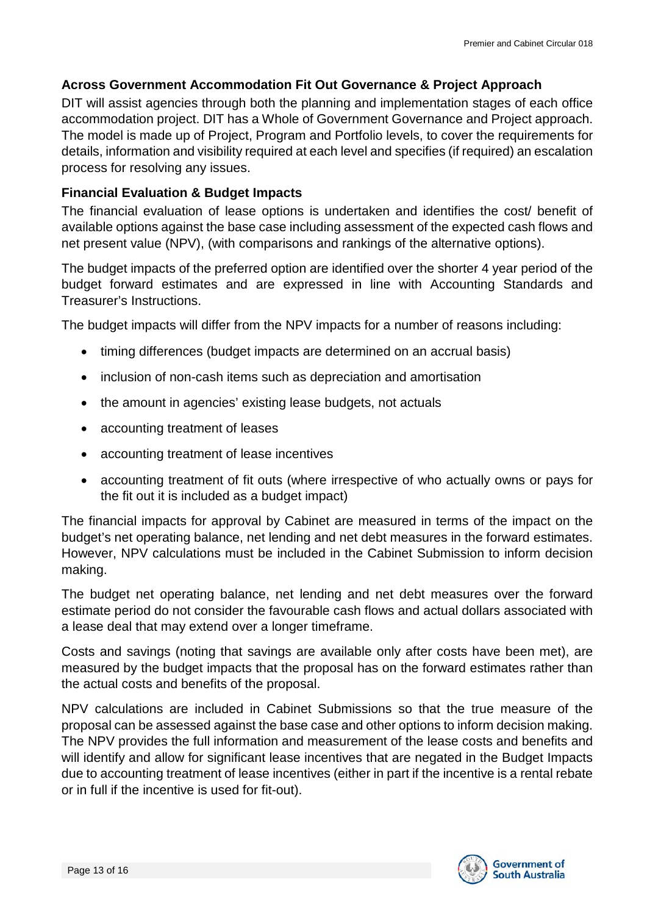## Across Government Accommodation Fit Out Governance & Project Approach

DIT will assist agencies through both the planning and implementation stages of each office accommodation project. DIT has a Whole of Government Governance and Project approach. The model is made up of Project, Program and Portfolio levels, to cover the requirements for details, information and visibility required at each level and specifies (if required) an escalation process for resolving any issues.

## Financial Evaluation & Budget Impacts

The financial evaluation of lease options is undertaken and identifies the cost/ benefit of available options against the base case including assessment of the expected cash flows and net present value (NPV), (with comparisons and rankings of the alternative options).

The budget impacts of the preferred option are identified over the shorter 4 year period of the budget forward estimates and are expressed in line with Accounting Standards and Treasurer's Instructions.

The budget impacts will differ from the NPV impacts for a number of reasons including:

- timing differences (budget impacts are determined on an accrual basis)
- inclusion of non-cash items such as depreciation and amortisation
- the amount in agencies' existing lease budgets, not actuals
- accounting treatment of leases
- accounting treatment of lease incentives
- accounting treatment of fit outs (where irrespective of who actually owns or pays for the fit out it is included as a budget impact)

The financial impacts for approval by Cabinet are measured in terms of the impact on the budget's net operating balance, net lending and net debt measures in the forward estimates. However, NPV calculations must be included in the Cabinet Submission to inform decision making.

The budget net operating balance, net lending and net debt measures over the forward estimate period do not consider the favourable cash flows and actual dollars associated with a lease deal that may extend over a longer timeframe.

Costs and savings (noting that savings are available only after costs have been met), are measured by the budget impacts that the proposal has on the forward estimates rather than the actual costs and benefits of the proposal.

NPV calculations are included in Cabinet Submissions so that the true measure of the proposal can be assessed against the base case and other options to inform decision making. The NPV provides the full information and measurement of the lease costs and benefits and will identify and allow for significant lease incentives that are negated in the Budget Impacts due to accounting treatment of lease incentives (either in part if the incentive is a rental rebate or in full if the incentive is used for fit-out).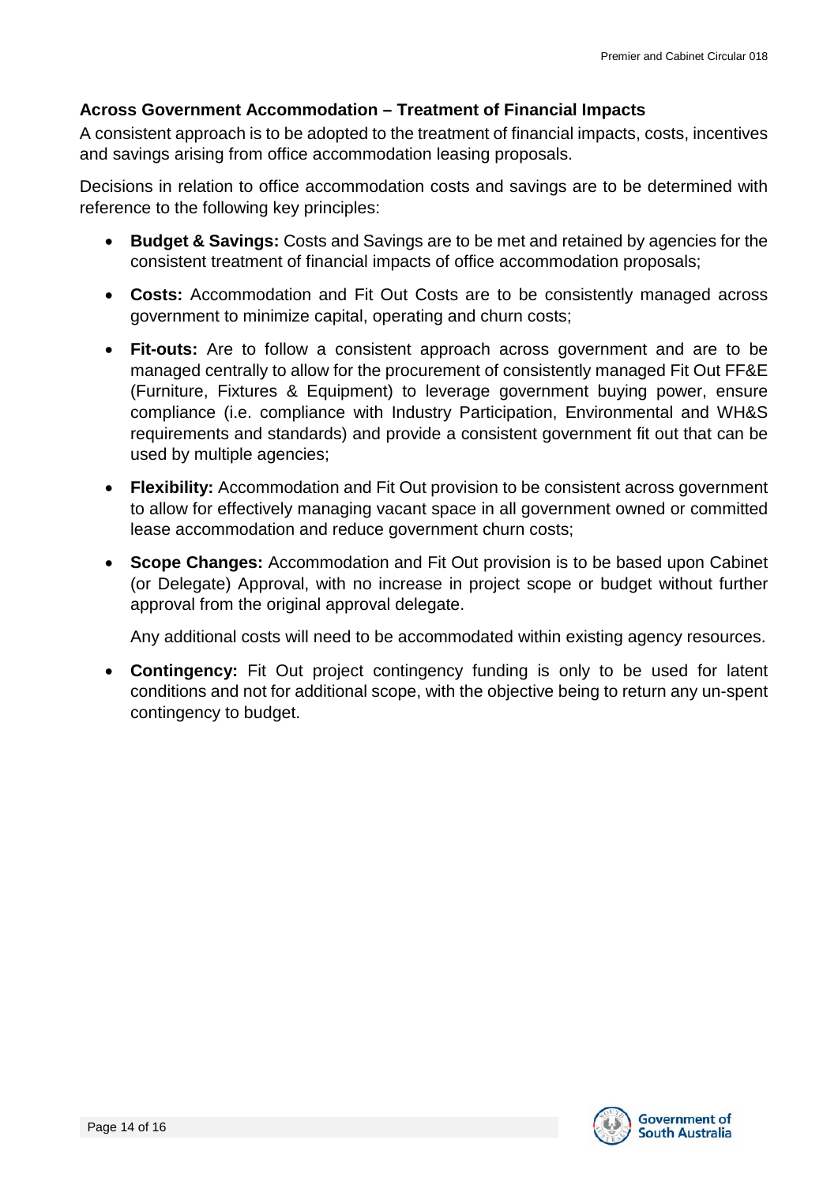## Across Government Accommodation – Treatment of Financial Impacts

A consistent approach is to be adopted to the treatment of financial impacts, costs, incentives and savings arising from office accommodation leasing proposals.

Decisions in relation to office accommodation costs and savings are to be determined with reference to the following key principles:

- **Budget & Savings:** Costs and Savings are to be met and retained by agencies for the consistent treatment of financial impacts of office accommodation proposals;
- **Costs:** Accommodation and Fit Out Costs are to be consistently managed across government to minimize capital, operating and churn costs;
- **Fit-outs:** Are to follow a consistent approach across government and are to be managed centrally to allow for the procurement of consistently managed Fit Out FF&E (Furniture, Fixtures & Equipment) to leverage government buying power, ensure compliance (i.e. compliance with Industry Participation, Environmental and WH&S requirements and standards) and provide a consistent government fit out that can be used by multiple agencies;
- **Flexibility:** Accommodation and Fit Out provision to be consistent across government to allow for effectively managing vacant space in all government owned or committed lease accommodation and reduce government churn costs;
- **Scope Changes:** Accommodation and Fit Out provision is to be based upon Cabinet (or Delegate) Approval, with no increase in project scope or budget without further approval from the original approval delegate.

  Any additional costs will need to be accommodated within existing agency resources.
- **Contingency:** Fit Out project contingency funding is only to be used for latent conditions and not for additional scope, with the objective being to return any un-spent contingency to budget.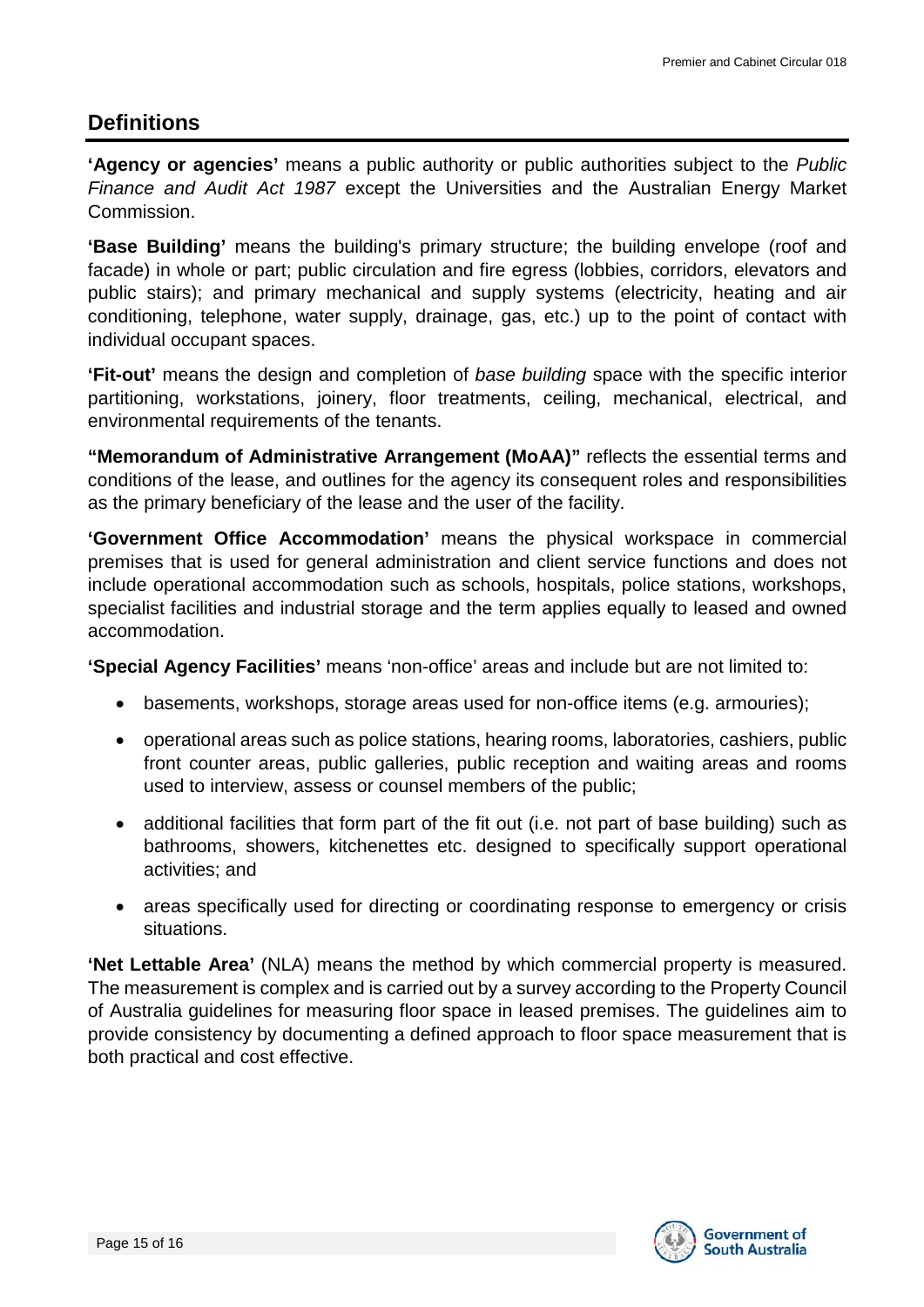## Definitions

**'Agency or agencies'** means a public authority or public authorities subject to the *Public Finance and Audit Act 1987* except the Universities and the Australian Energy Market Commission.

**'Base Building'** means the building's primary structure; the building envelope (roof and facade) in whole or part; public circulation and fire egress (lobbies, corridors, elevators and public stairs); and primary mechanical and supply systems (electricity, heating and air conditioning, telephone, water supply, drainage, gas, etc.) up to the point of contact with individual occupant spaces.

**'Fit-out'** means the design and completion of *base building* space with the specific interior partitioning, workstations, joinery, floor treatments, ceiling, mechanical, electrical, and environmental requirements of the tenants.

**"Memorandum of Administrative Arrangement (MoAA)"** reflects the essential terms and conditions of the lease, and outlines for the agency its consequent roles and responsibilities as the primary beneficiary of the lease and the user of the facility.

**'Government Office Accommodation'** means the physical workspace in commercial premises that is used for general administration and client service functions and does not include operational accommodation such as schools, hospitals, police stations, workshops, specialist facilities and industrial storage and the term applies equally to leased and owned accommodation.

**'Special Agency Facilities'** means 'non-office' areas and include but are not limited to:

- basements, workshops, storage areas used for non-office items (e.g. armouries);
- operational areas such as police stations, hearing rooms, laboratories, cashiers, public front counter areas, public galleries, public reception and waiting areas and rooms used to interview, assess or counsel members of the public;
- additional facilities that form part of the fit out (i.e. not part of base building) such as bathrooms, showers, kitchenettes etc. designed to specifically support operational activities; and
- areas specifically used for directing or coordinating response to emergency or crisis situations.

**'Net Lettable Area'** (NLA) means the method by which commercial property is measured. The measurement is complex and is carried out by a survey according to the Property Council of Australia guidelines for measuring floor space in leased premises. The guidelines aim to provide consistency by documenting a defined approach to floor space measurement that is both practical and cost effective.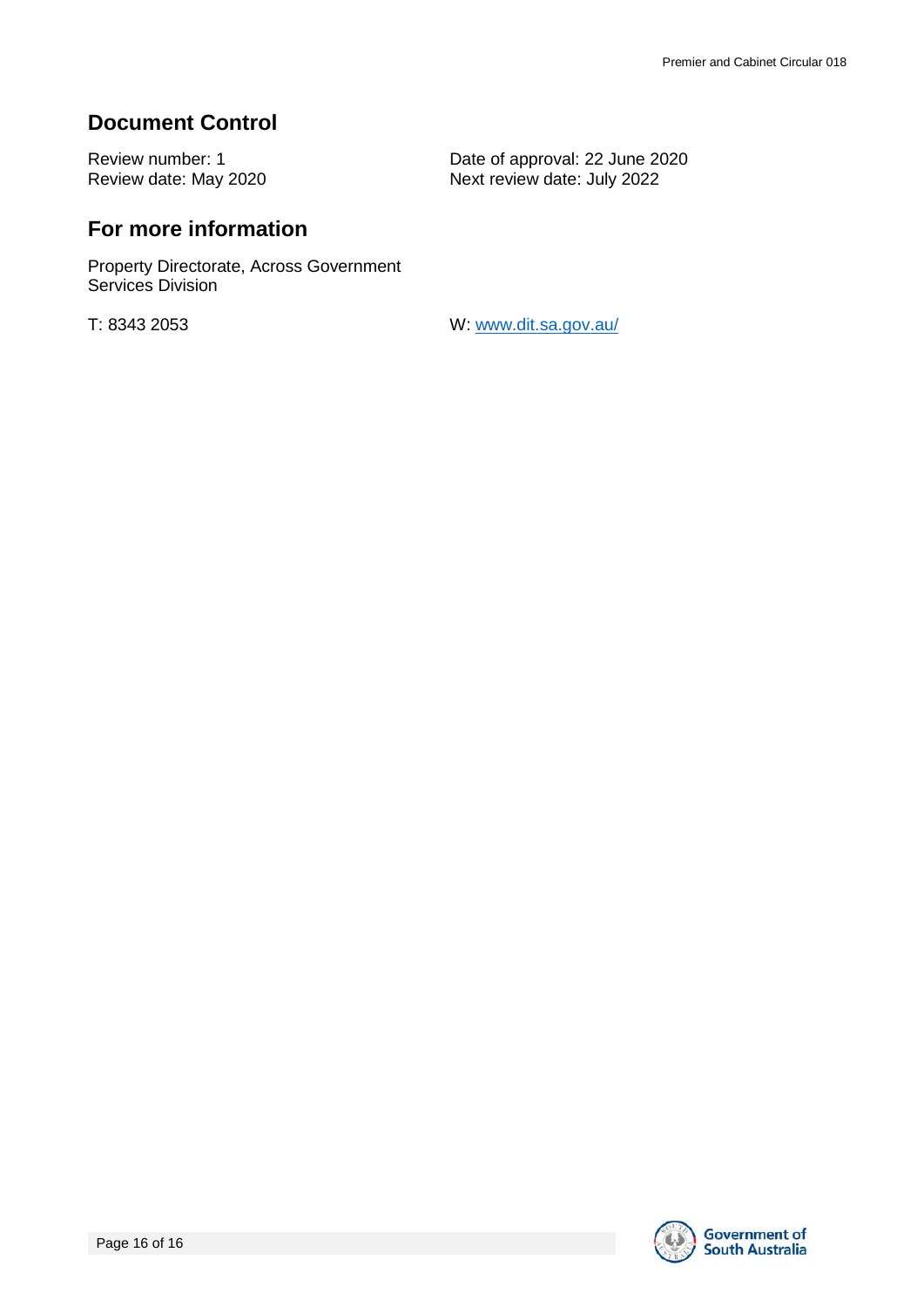## Document Control

Review number: 1

Review date: May 2020

Date of approval: 22 June 2020

Next review date: July 2022

## For more information

Property Directorate, Across Government Services Division

T: 8343 2053

W: www.dit.sa.gov.au/